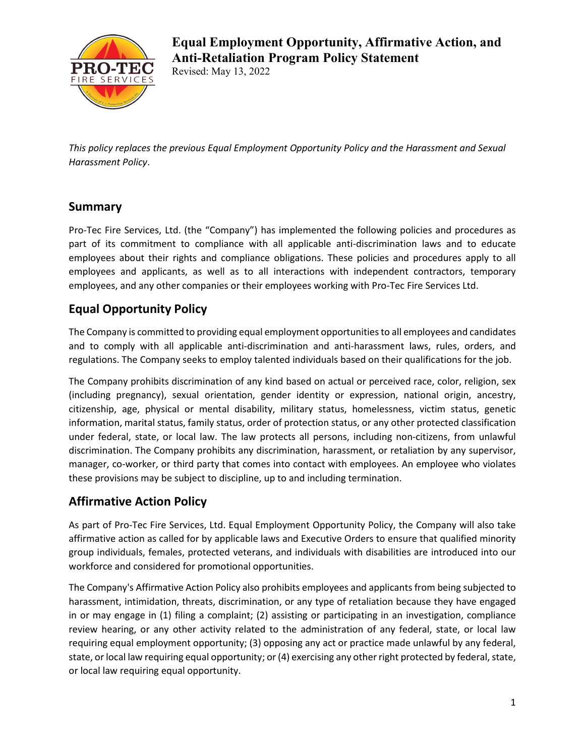# Equal Employment Opportunity, Affirmative Action, and Anti-Retaliation Program Policy Statement

Revised: May 13, 2022

*This policy replaces the previous Equal Employment Opportunity Policy and the Harassment and Sexual Harassment Policy*.

## Summary

Pro-Tec Fire Services, Ltd. (the "Company") has implemented the following policies and procedures as part of its commitment to compliance with all applicable anti-discrimination laws and to educate employees about their rights and compliance obligations. These policies and procedures apply to all employees and applicants, as well as to all interactions with independent contractors, temporary employees, and any other companies or their employees working with Pro-Tec Fire Services Ltd.

## Equal Opportunity Policy

The Company is committed to providing equal employment opportunities to all employees and candidates and to comply with all applicable anti-discrimination and anti-harassment laws, rules, orders, and regulations. The Company seeks to employ talented individuals based on their qualifications for the job.

The Company prohibits discrimination of any kind based on actual or perceived race, color, religion, sex (including pregnancy), sexual orientation, gender identity or expression, national origin, ancestry, citizenship, age, physical or mental disability, military status, homelessness, victim status, genetic information, marital status, family status, order of protection status, or any other protected classification under federal, state, or local law. The law protects all persons, including non-citizens, from unlawful discrimination. The Company prohibits any discrimination, harassment, or retaliation by any supervisor, manager, co-worker, or third party that comes into contact with employees. An employee who violates these provisions may be subject to discipline, up to and including termination.

## Affirmative Action Policy

As part of Pro-Tec Fire Services, Ltd. Equal Employment Opportunity Policy, the Company will also take affirmative action as called for by applicable laws and Executive Orders to ensure that qualified minority group individuals, females, protected veterans, and individuals with disabilities are introduced into our workforce and considered for promotional opportunities.

The Company's Affirmative Action Policy also prohibits employees and applicants from being subjected to harassment, intimidation, threats, discrimination, or any type of retaliation because they have engaged in or may engage in (1) filing a complaint; (2) assisting or participating in an investigation, compliance review hearing, or any other activity related to the administration of any federal, state, or local law requiring equal employment opportunity; (3) opposing any act or practice made unlawful by any federal, state, or local law requiring equal opportunity; or (4) exercising any other right protected by federal, state, or local law requiring equal opportunity.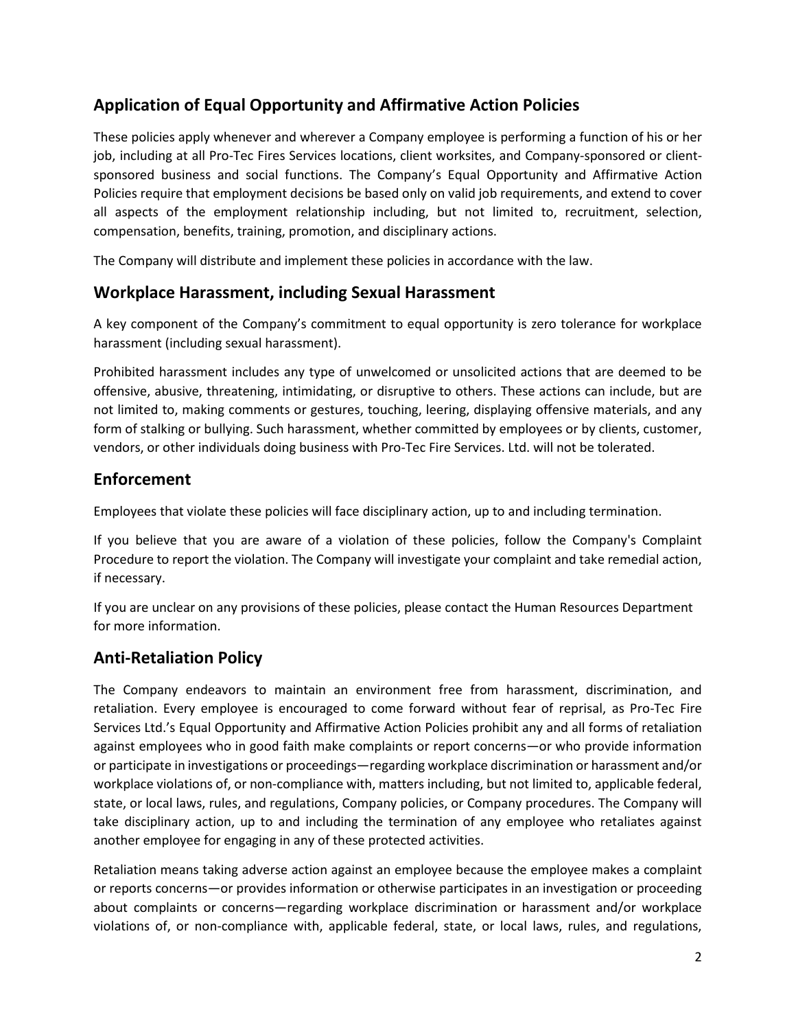## Application of Equal Opportunity and Affirmative Action Policies

These policies apply whenever and wherever a Company employee is performing a function of his or her job, including at all Pro-Tec Fires Services locations, client worksites, and Company-sponsored or client-sponsored business and social functions. The Company's Equal Opportunity and Affirmative Action Policies require that employment decisions be based only on valid job requirements, and extend to cover all aspects of the employment relationship including, but not limited to, recruitment, selection, compensation, benefits, training, promotion, and disciplinary actions.

The Company will distribute and implement these policies in accordance with the law.

## Workplace Harassment, including Sexual Harassment

A key component of the Company's commitment to equal opportunity is zero tolerance for workplace harassment (including sexual harassment).

Prohibited harassment includes any type of unwelcomed or unsolicited actions that are deemed to be offensive, abusive, threatening, intimidating, or disruptive to others. These actions can include, but are not limited to, making comments or gestures, touching, leering, displaying offensive materials, and any form of stalking or bullying. Such harassment, whether committed by employees or by clients, customer, vendors, or other individuals doing business with Pro-Tec Fire Services. Ltd. will not be tolerated.

## Enforcement

Employees that violate these policies will face disciplinary action, up to and including termination.

If you believe that you are aware of a violation of these policies, follow the Company's Complaint Procedure to report the violation. The Company will investigate your complaint and take remedial action, if necessary.

If you are unclear on any provisions of these policies, please contact the Human Resources Department for more information.

## Anti-Retaliation Policy

The Company endeavors to maintain an environment free from harassment, discrimination, and retaliation. Every employee is encouraged to come forward without fear of reprisal, as Pro-Tec Fire Services Ltd.'s Equal Opportunity and Affirmative Action Policies prohibit any and all forms of retaliation against employees who in good faith make complaints or report concerns—or who provide information or participate in investigations or proceedings—regarding workplace discrimination or harassment and/or workplace violations of, or non-compliance with, matters including, but not limited to, applicable federal, state, or local laws, rules, and regulations, Company policies, or Company procedures. The Company will take disciplinary action, up to and including the termination of any employee who retaliates against another employee for engaging in any of these protected activities.

Retaliation means taking adverse action against an employee because the employee makes a complaint or reports concerns—or provides information or otherwise participates in an investigation or proceeding about complaints or concerns—regarding workplace discrimination or harassment and/or workplace violations of, or non-compliance with, applicable federal, state, or local laws, rules, and regulations,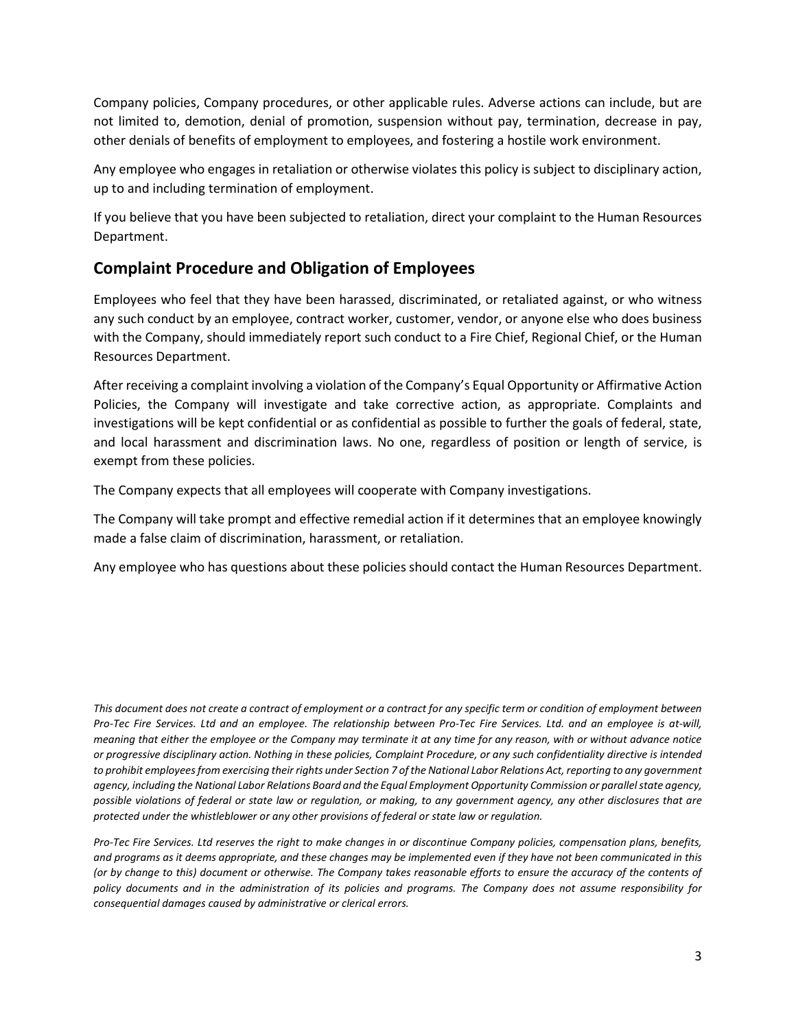Company policies, Company procedures, or other applicable rules. Adverse actions can include, but are not limited to, demotion, denial of promotion, suspension without pay, termination, decrease in pay, other denials of benefits of employment to employees, and fostering a hostile work environment.

Any employee who engages in retaliation or otherwise violates this policy is subject to disciplinary action, up to and including termination of employment.

If you believe that you have been subjected to retaliation, direct your complaint to the Human Resources Department.

## Complaint Procedure and Obligation of Employees

Employees who feel that they have been harassed, discriminated, or retaliated against, or who witness any such conduct by an employee, contract worker, customer, vendor, or anyone else who does business with the Company, should immediately report such conduct to a Fire Chief, Regional Chief, or the Human Resources Department.

After receiving a complaint involving a violation of the Company's Equal Opportunity or Affirmative Action Policies, the Company will investigate and take corrective action, as appropriate. Complaints and investigations will be kept confidential or as confidential as possible to further the goals of federal, state, and local harassment and discrimination laws. No one, regardless of position or length of service, is exempt from these policies.

The Company expects that all employees will cooperate with Company investigations.

The Company will take prompt and effective remedial action if it determines that an employee knowingly made a false claim of discrimination, harassment, or retaliation.

Any employee who has questions about these policies should contact the Human Resources Department.

*This document does not create a contract of employment or a contract for any specific term or condition of employment between Pro-Tec Fire Services. Ltd and an employee. The relationship between Pro-Tec Fire Services. Ltd. and an employee is at-will, meaning that either the employee or the Company may terminate it at any time for any reason, with or without advance notice or progressive disciplinary action. Nothing in these policies, Complaint Procedure, or any such confidentiality directive is intended to prohibit employees from exercising their rights under Section 7 of the National Labor Relations Act, reporting to any government agency, including the National Labor Relations Board and the Equal Employment Opportunity Commission or parallel state agency, possible violations of federal or state law or regulation, or making, to any government agency, any other disclosures that are protected under the whistleblower or any other provisions of federal or state law or regulation.*

*Pro-Tec Fire Services. Ltd reserves the right to make changes in or discontinue Company policies, compensation plans, benefits, and programs as it deems appropriate, and these changes may be implemented even if they have not been communicated in this (or by change to this) document or otherwise. The Company takes reasonable efforts to ensure the accuracy of the contents of policy documents and in the administration of its policies and programs. The Company does not assume responsibility for consequential damages caused by administrative or clerical errors.*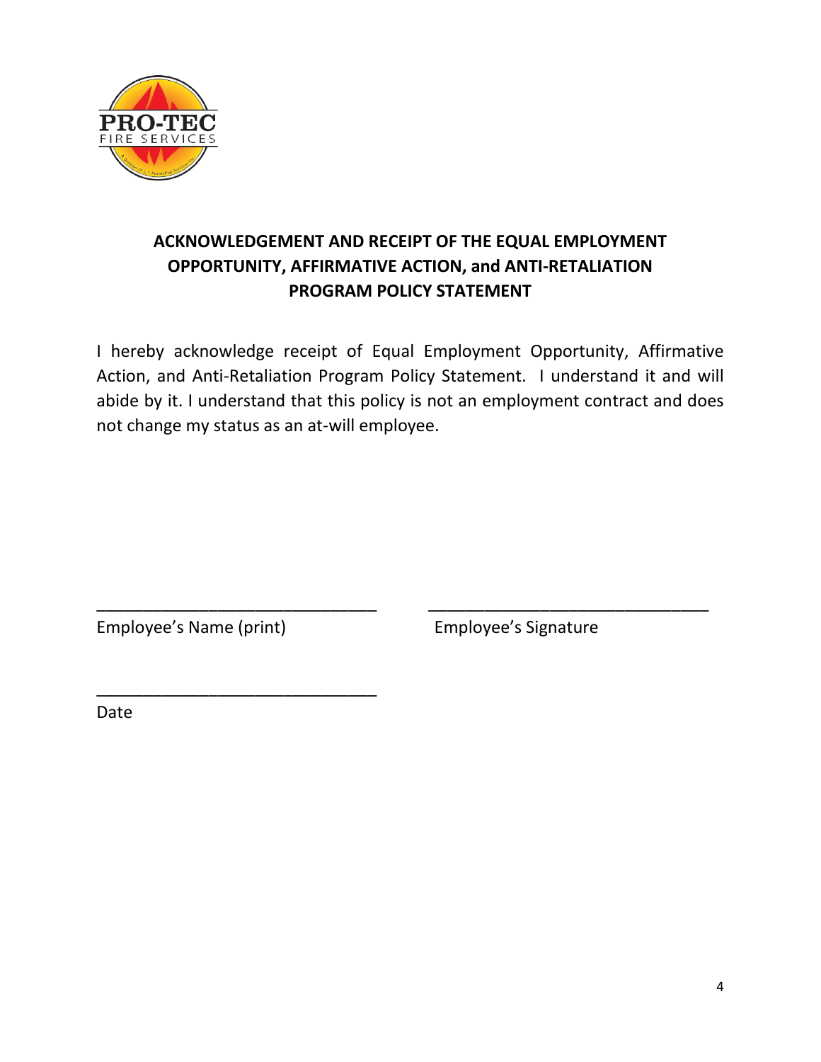**ACKNOWLEDGEMENT AND RECEIPT OF THE EQUAL EMPLOYMENT OPPORTUNITY, AFFIRMATIVE ACTION, and ANTI-RETALIATION PROGRAM POLICY STATEMENT**

I hereby acknowledge receipt of Equal Employment Opportunity, Affirmative Action, and Anti-Retaliation Program Policy Statement. I understand it and will abide by it. I understand that this policy is not an employment contract and does not change my status as an at-will employee.

_______________________________ &nbsp;&nbsp;&nbsp;&nbsp; _______________________________

Employee's Name (print) &nbsp;&nbsp;&nbsp;&nbsp; Employee's Signature

_______________________________

Date